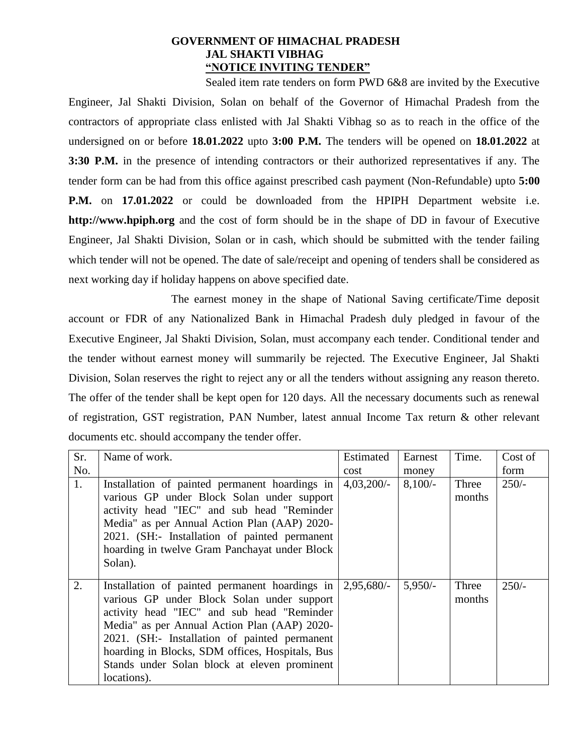# GOVERNMENT OF HIMACHAL PRADESH
## JAL SHAKTI VIBHAG
## **"NOTICE INVITING TENDER"**

Sealed item rate tenders on form PWD 6&8 are invited by the Executive Engineer, Jal Shakti Division, Solan on behalf of the Governor of Himachal Pradesh from the contractors of appropriate class enlisted with Jal Shakti Vibhag so as to reach in the office of the undersigned on or before **18.01.2022** upto **3:00 P.M.** The tenders will be opened on **18.01.2022** at **3:30 P.M.** in the presence of intending contractors or their authorized representatives if any. The tender form can be had from this office against prescribed cash payment (Non-Refundable) upto **5:00 P.M.** on **17.01.2022** or could be downloaded from the HPIPH Department website i.e. **http://www.hpiph.org** and the cost of form should be in the shape of DD in favour of Executive Engineer, Jal Shakti Division, Solan or in cash, which should be submitted with the tender failing which tender will not be opened. The date of sale/receipt and opening of tenders shall be considered as next working day if holiday happens on above specified date.

The earnest money in the shape of National Saving certificate/Time deposit account or FDR of any Nationalized Bank in Himachal Pradesh duly pledged in favour of the Executive Engineer, Jal Shakti Division, Solan, must accompany each tender. Conditional tender and the tender without earnest money will summarily be rejected. The Executive Engineer, Jal Shakti Division, Solan reserves the right to reject any or all the tenders without assigning any reason thereto. The offer of the tender shall be kept open for 120 days. All the necessary documents such as renewal of registration, GST registration, PAN Number, latest annual Income Tax return & other relevant documents etc. should accompany the tender offer.

| Sr. No. | Name of work. | Estimated cost | Earnest money | Time. | Cost of form |
|---|---|---|---|---|---|
| 1. | Installation of painted permanent hoardings in various GP under Block Solan under support activity head "IEC" and sub head "Reminder Media" as per Annual Action Plan (AAP) 2020-2021. (SH:- Installation of painted permanent hoarding in twelve Gram Panchayat under Block Solan). | 4,03,200/- | 8,100/- | Three months | 250/- |
| 2. | Installation of painted permanent hoardings in various GP under Block Solan under support activity head "IEC" and sub head "Reminder Media" as per Annual Action Plan (AAP) 2020-2021. (SH:- Installation of painted permanent hoarding in Blocks, SDM offices, Hospitals, Bus Stands under Solan block at eleven prominent locations). | 2,95,680/- | 5,950/- | Three months | 250/- |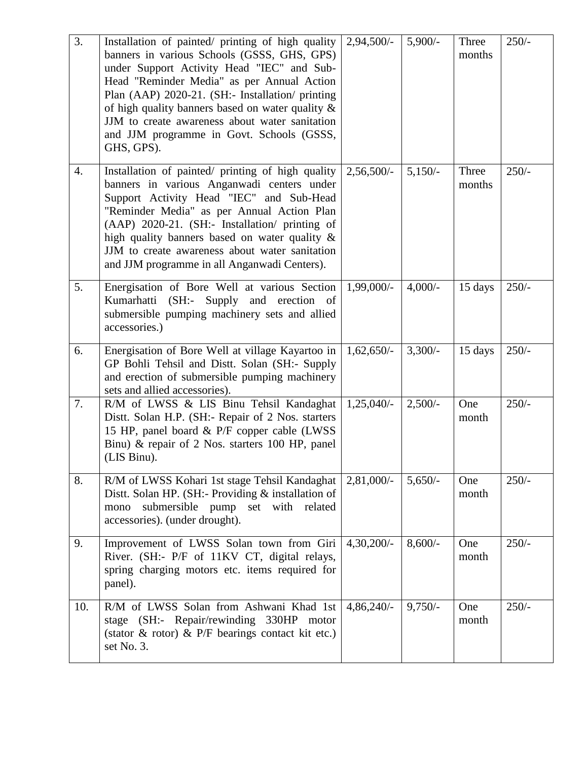| 3. | Installation of painted/ printing of high quality banners in various Schools (GSSS, GHS, GPS) under Support Activity Head "IEC" and Sub-Head "Reminder Media" as per Annual Action Plan (AAP) 2020-21. (SH:- Installation/ printing of high quality banners based on water quality & JJM to create awareness about water sanitation and JJM programme in Govt. Schools (GSSS, GHS, GPS). | 2,94,500/- | 5,900/- | Three months | 250/- |
|---|---|---|---|---|---|
| 4. | Installation of painted/ printing of high quality banners in various Anganwadi centers under Support Activity Head "IEC" and Sub-Head "Reminder Media" as per Annual Action Plan (AAP) 2020-21. (SH:- Installation/ printing of high quality banners based on water quality & JJM to create awareness about water sanitation and JJM programme in all Anganwadi Centers). | 2,56,500/- | 5,150/- | Three months | 250/- |
| 5. | Energisation of Bore Well at various Section Kumarhatti (SH:- Supply and erection of submersible pumping machinery sets and allied accessories.) | 1,99,000/- | 4,000/- | 15 days | 250/- |
| 6. | Energisation of Bore Well at village Kayartoo in GP Bohli Tehsil and Distt. Solan (SH:- Supply and erection of submersible pumping machinery sets and allied accessories). | 1,62,650/- | 3,300/- | 15 days | 250/- |
| 7. | R/M of LWSS & LIS Binu Tehsil Kandaghat Distt. Solan H.P. (SH:- Repair of 2 Nos. starters 15 HP, panel board & P/F copper cable (LWSS Binu) & repair of 2 Nos. starters 100 HP, panel (LIS Binu). | 1,25,040/- | 2,500/- | One month | 250/- |
| 8. | R/M of LWSS Kohari 1st stage Tehsil Kandaghat Distt. Solan HP. (SH:- Providing & installation of mono submersible pump set with related accessories). (under drought). | 2,81,000/- | 5,650/- | One month | 250/- |
| 9. | Improvement of LWSS Solan town from Giri River. (SH:- P/F of 11KV CT, digital relays, spring charging motors etc. items required for panel). | 4,30,200/- | 8,600/- | One month | 250/- |
| 10. | R/M of LWSS Solan from Ashwani Khad 1st stage (SH:- Repair/rewinding 330HP motor (stator & rotor) & P/F bearings contact kit etc.) set No. 3. | 4,86,240/- | 9,750/- | One month | 250/- |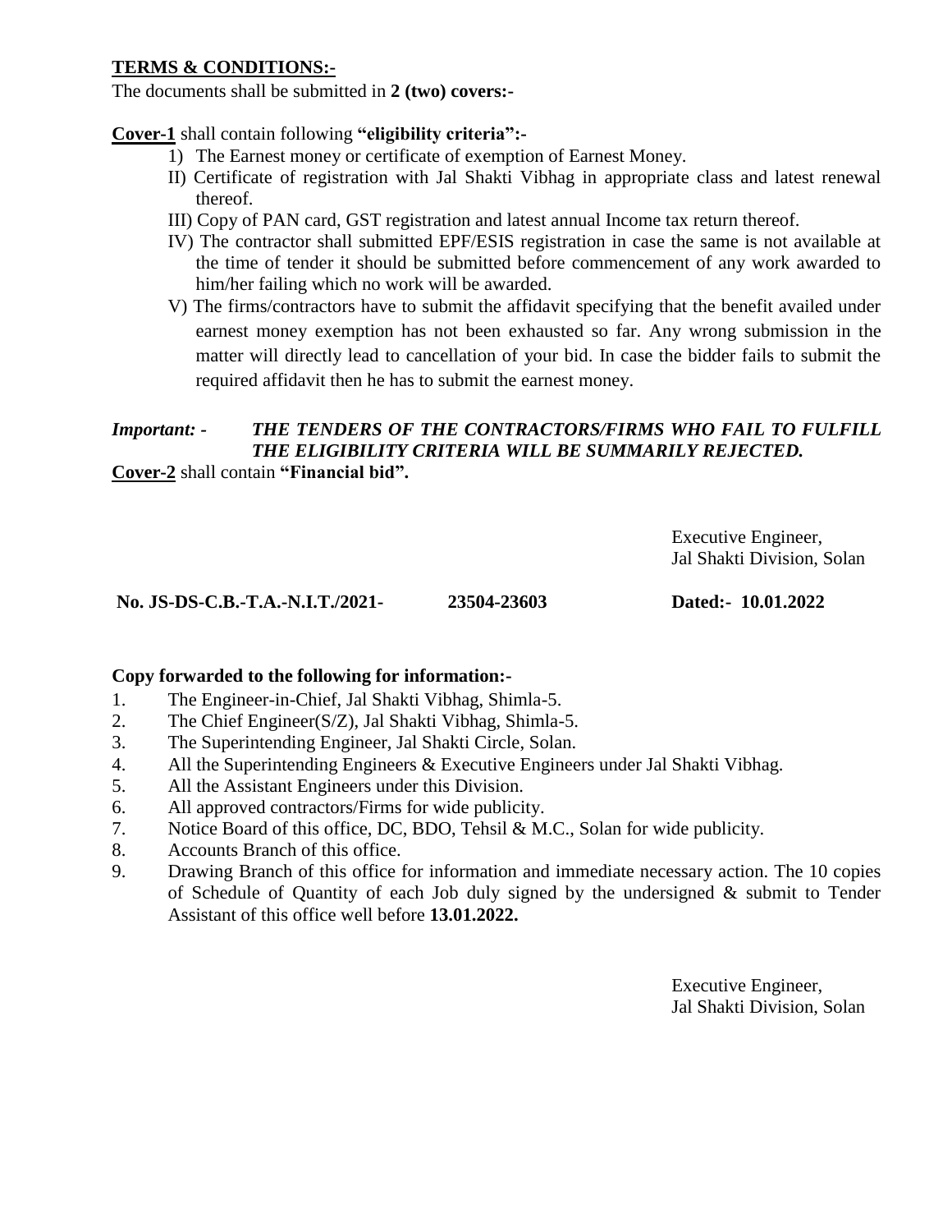**TERMS & CONDITIONS:-**

The documents shall be submitted in **2 (two) covers:-**

**Cover-1** shall contain following **"eligibility criteria":-**

1) The Earnest money or certificate of exemption of Earnest Money.

II) Certificate of registration with Jal Shakti Vibhag in appropriate class and latest renewal thereof.

III) Copy of PAN card, GST registration and latest annual Income tax return thereof.

IV) The contractor shall submitted EPF/ESIS registration in case the same is not available at the time of tender it should be submitted before commencement of any work awarded to him/her failing which no work will be awarded.

V) The firms/contractors have to submit the affidavit specifying that the benefit availed under earnest money exemption has not been exhausted so far. Any wrong submission in the matter will directly lead to cancellation of your bid. In case the bidder fails to submit the required affidavit then he has to submit the earnest money.

***Important: - THE TENDERS OF THE CONTRACTORS/FIRMS WHO FAIL TO FULFILL THE ELIGIBILITY CRITERIA WILL BE SUMMARILY REJECTED.***

**Cover-2** shall contain **"Financial bid".**

Executive Engineer,
Jal Shakti Division, Solan

**No. JS-DS-C.B.-T.A.-N.I.T./2021- 23504-23603 Dated:- 10.01.2022**

**Copy forwarded to the following for information:-**

1. The Engineer-in-Chief, Jal Shakti Vibhag, Shimla-5.
2. The Chief Engineer(S/Z), Jal Shakti Vibhag, Shimla-5.
3. The Superintending Engineer, Jal Shakti Circle, Solan.
4. All the Superintending Engineers & Executive Engineers under Jal Shakti Vibhag.
5. All the Assistant Engineers under this Division.
6. All approved contractors/Firms for wide publicity.
7. Notice Board of this office, DC, BDO, Tehsil & M.C., Solan for wide publicity.
8. Accounts Branch of this office.
9. Drawing Branch of this office for information and immediate necessary action. The 10 copies of Schedule of Quantity of each Job duly signed by the undersigned & submit to Tender Assistant of this office well before **13.01.2022.**

Executive Engineer,
Jal Shakti Division, Solan